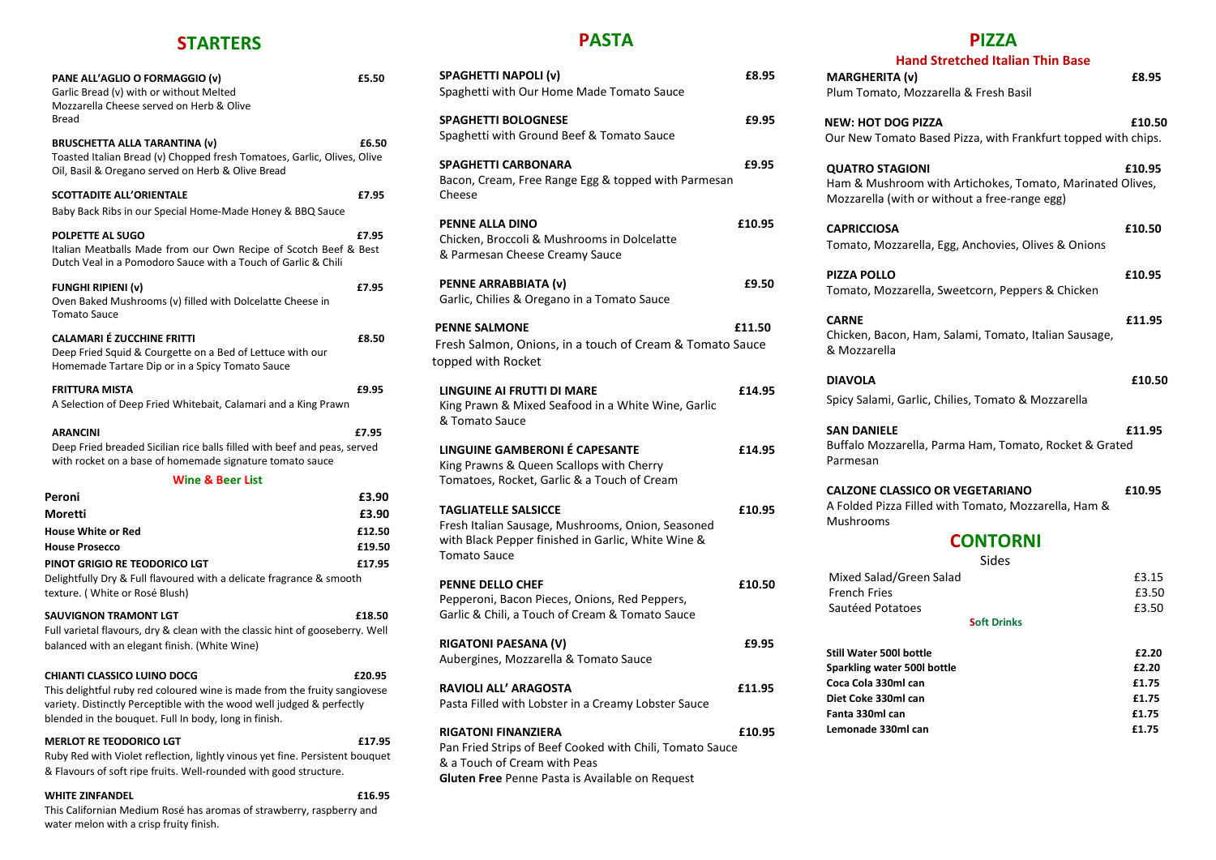## STARTERS

**PANE ALL'AGLIO O FORMAGGIO (v)** — **£5.50**
Garlic Bread (v) with or without Melted Mozzarella Cheese served on Herb & Olive Bread

**BRUSCHETTA ALLA TARANTINA (v)** — **£6.50**
Toasted Italian Bread (v) Chopped fresh Tomatoes, Garlic, Olives, Olive Oil, Basil & Oregano served on Herb & Olive Bread

**SCOTTADITE ALL'ORIENTALE** — **£7.95**
Baby Back Ribs in our Special Home-Made Honey & BBQ Sauce

**POLPETTE AL SUGO** — **£7.95**
Italian Meatballs Made from our Own Recipe of Scotch Beef & Best Dutch Veal in a Pomodoro Sauce with a Touch of Garlic & Chili

**FUNGHI RIPIENI (v)** — **£7.95**
Oven Baked Mushrooms (v) filled with Dolcelatte Cheese in Tomato Sauce

**CALAMARI É ZUCCHINE FRITTI** — **£8.50**
Deep Fried Squid & Courgette on a Bed of Lettuce with our Homemade Tartare Dip or in a Spicy Tomato Sauce

**FRITTURA MISTA** — **£9.95**
A Selection of Deep Fried Whitebait, Calamari and a King Prawn

**ARANCINI** — **£7.95**
Deep Fried breaded Sicilian rice balls filled with beef and peas, served with rocket on a base of homemade signature tomato sauce

### Wine & Beer List

| Item | Price |
|---|---|
| **Peroni** | **£3.90** |
| **Moretti** | **£3.90** |
| **House White or Red** | **£12.50** |
| **House Prosecco** | **£19.50** |

**PINOT GRIGIO RE TEODORICO LGT** — **£17.95**
Delightfully Dry & Full flavoured with a delicate fragrance & smooth texture. ( White or Rosé Blush)

**SAUVIGNON TRAMONT LGT** — **£18.50**
Full varietal flavours, dry & clean with the classic hint of gooseberry. Well balanced with an elegant finish. (White Wine)

**CHIANTI CLASSICO LUINO DOCG** — **£20.95**
This delightful ruby red coloured wine is made from the fruity sangiovese variety. Distinctly Perceptible with the wood well judged & perfectly blended in the bouquet. Full In body, long in finish.

**MERLOT RE TEODORICO LGT** — **£17.95**
Ruby Red with Violet reflection, lightly vinous yet fine. Persistent bouquet & Flavours of soft ripe fruits. Well-rounded with good structure.

**WHITE ZINFANDEL** — **£16.95**
This Californian Medium Rosé has aromas of strawberry, raspberry and water melon with a crisp fruity finish.

## PASTA

**SPAGHETTI NAPOLI (v)** — **£8.95**
Spaghetti with Our Home Made Tomato Sauce

**SPAGHETTI BOLOGNESE** — **£9.95**
Spaghetti with Ground Beef & Tomato Sauce

**SPAGHETTI CARBONARA** — **£9.95**
Bacon, Cream, Free Range Egg & topped with Parmesan Cheese

**PENNE ALLA DINO** — **£10.95**
Chicken, Broccoli & Mushrooms in Dolcelatte & Parmesan Cheese Creamy Sauce

**PENNE ARRABBIATA (v)** — **£9.50**
Garlic, Chilies & Oregano in a Tomato Sauce

**PENNE SALMONE** — **£11.50**
Fresh Salmon, Onions, in a touch of Cream & Tomato Sauce topped with Rocket

**LINGUINE AI FRUTTI DI MARE** — **£14.95**
King Prawn & Mixed Seafood in a White Wine, Garlic & Tomato Sauce

**LINGUINE GAMBERONI É CAPESANTE** — **£14.95**
King Prawns & Queen Scallops with Cherry Tomatoes, Rocket, Garlic & a Touch of Cream

**TAGLIATELLE SALSICCE** — **£10.95**
Fresh Italian Sausage, Mushrooms, Onion, Seasoned with Black Pepper finished in Garlic, White Wine & Tomato Sauce

**PENNE DELLO CHEF** — **£10.50**
Pepperoni, Bacon Pieces, Onions, Red Peppers, Garlic & Chili, a Touch of Cream & Tomato Sauce

**RIGATONI PAESANA (V)** — **£9.95**
Aubergines, Mozzarella & Tomato Sauce

**RAVIOLI ALL' ARAGOSTA** — **£11.95**
Pasta Filled with Lobster in a Creamy Lobster Sauce

**RIGATONI FINANZIERA** — **£10.95**
Pan Fried Strips of Beef Cooked with Chili, Tomato Sauce & a Touch of Cream with Peas

**Gluten Free** Penne Pasta is Available on Request

## PIZZA

### Hand Stretched Italian Thin Base

**MARGHERITA (v)** — **£8.95**
Plum Tomato, Mozzarella & Fresh Basil

**NEW: HOT DOG PIZZA** — **£10.50**
Our New Tomato Based Pizza, with Frankfurt topped with chips.

**QUATRO STAGIONI** — **£10.95**
Ham & Mushroom with Artichokes, Tomato, Marinated Olives, Mozzarella (with or without a free-range egg)

**CAPRICCIOSA** — **£10.50**
Tomato, Mozzarella, Egg, Anchovies, Olives & Onions

**PIZZA POLLO** — **£10.95**
Tomato, Mozzarella, Sweetcorn, Peppers & Chicken

**CARNE** — **£11.95**
Chicken, Bacon, Ham, Salami, Tomato, Italian Sausage, & Mozzarella

**DIAVOLA** — **£10.50**
Spicy Salami, Garlic, Chilies, Tomato & Mozzarella

**SAN DANIELE** — **£11.95**
Buffalo Mozzarella, Parma Ham, Tomato, Rocket & Grated Parmesan

**CALZONE CLASSICO OR VEGETARIANO** — **£10.95**
A Folded Pizza Filled with Tomato, Mozzarella, Ham & Mushrooms

## CONTORNI

Sides

| Item | Price |
|---|---|
| Mixed Salad/Green Salad | £3.15 |
| French Fries | £3.50 |
| Sautéed Potatoes | £3.50 |

### Soft Drinks

| Item | Price |
|---|---|
| **Still Water 500l bottle** | **£2.20** |
| **Sparkling water 500l bottle** | **£2.20** |
| **Coca Cola 330ml can** | **£1.75** |
| **Diet Coke 330ml can** | **£1.75** |
| **Fanta 330ml can** | **£1.75** |
| **Lemonade 330ml can** | **£1.75** |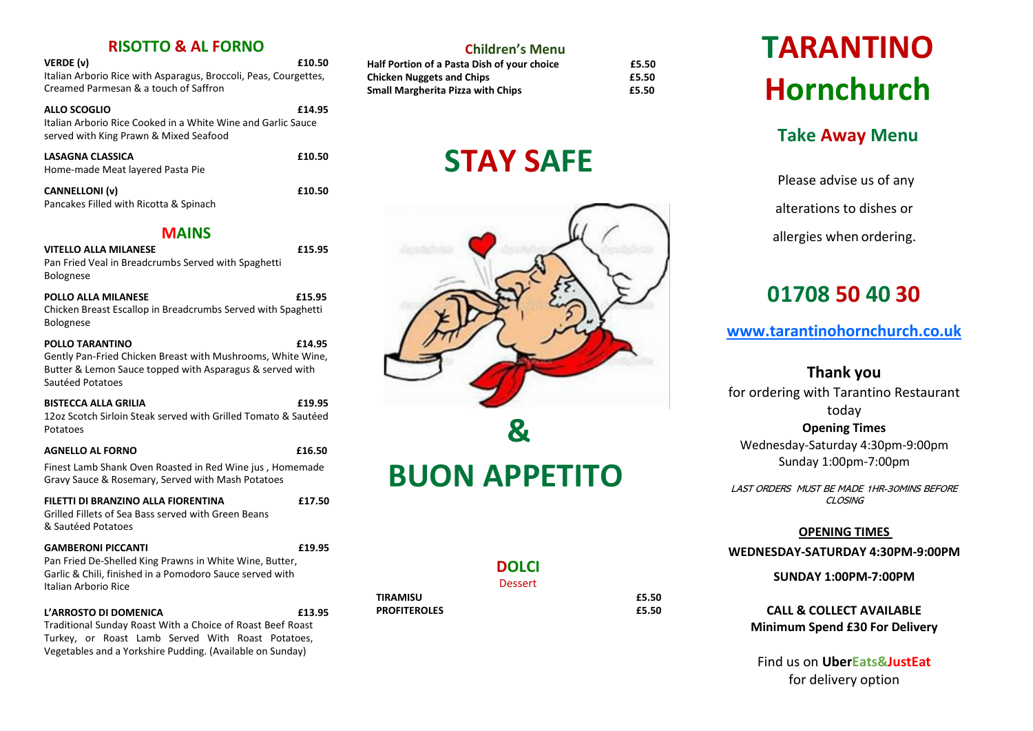## RISOTTO & AL FORNO

**VERDE (v)** **£10.50**
Italian Arborio Rice with Asparagus, Broccoli, Peas, Courgettes, Creamed Parmesan & a touch of Saffron

**ALLO SCOGLIO** **£14.95**
Italian Arborio Rice Cooked in a White Wine and Garlic Sauce served with King Prawn & Mixed Seafood

**LASAGNA CLASSICA** **£10.50**
Home-made Meat layered Pasta Pie

**CANNELLONI (v)** **£10.50**
Pancakes Filled with Ricotta & Spinach

## MAINS

**VITELLO ALLA MILANESE** **£15.95**
Pan Fried Veal in Breadcrumbs Served with Spaghetti Bolognese

**POLLO ALLA MILANESE** **£15.95**
Chicken Breast Escallop in Breadcrumbs Served with Spaghetti Bolognese

**POLLO TARANTINO** **£14.95**
Gently Pan-Fried Chicken Breast with Mushrooms, White Wine, Butter & Lemon Sauce topped with Asparagus & served with Sautéed Potatoes

**BISTECCA ALLA GRILIA** **£19.95**
12oz Scotch Sirloin Steak served with Grilled Tomato & Sautéed Potatoes

**AGNELLO AL FORNO** **£16.50**
Finest Lamb Shank Oven Roasted in Red Wine jus , Homemade Gravy Sauce & Rosemary, Served with Mash Potatoes

**FILETTI DI BRANZINO ALLA FIORENTINA** **£17.50**
Grilled Fillets of Sea Bass served with Green Beans & Sautéed Potatoes

**GAMBERONI PICCANTI** **£19.95**
Pan Fried De-Shelled King Prawns in White Wine, Butter, Garlic & Chili, finished in a Pomodoro Sauce served with Italian Arborio Rice

**L'ARROSTO DI DOMENICA** **£13.95**
Traditional Sunday Roast With a Choice of Roast Beef Roast Turkey, or Roast Lamb Served With Roast Potatoes, Vegetables and a Yorkshire Pudding. (Available on Sunday)

## Children's Menu

| | |
|---|---|
| **Half Portion of a Pasta Dish of your choice** | **£5.50** |
| **Chicken Nuggets and Chips** | **£5.50** |
| **Small Margherita Pizza with Chips** | **£5.50** |

# STAY SAFE

# &

# BUON APPETITO

## DOLCI

Dessert

| | |
|---|---|
| **TIRAMISU** | **£5.50** |
| **PROFITEROLES** | **£5.50** |

# TARANTINO Hornchurch

## Take Away Menu

Please advise us of any alterations to dishes or allergies when ordering.

## 01708 50 40 30

**www.tarantinohornchurch.co.uk**

**Thank you**
for ordering with Tarantino Restaurant today

**Opening Times**
Wednesday-Saturday 4:30pm-9:00pm
Sunday 1:00pm-7:00pm

*LAST ORDERS MUST BE MADE 1HR-30MINS BEFORE CLOSING*

**OPENING TIMES**

**WEDNESDAY-SATURDAY 4:30PM-9:00PM**

**SUNDAY 1:00PM-7:00PM**

**CALL & COLLECT AVAILABLE**
**Minimum Spend £30 For Delivery**

Find us on **UberEats&JustEat** for delivery option